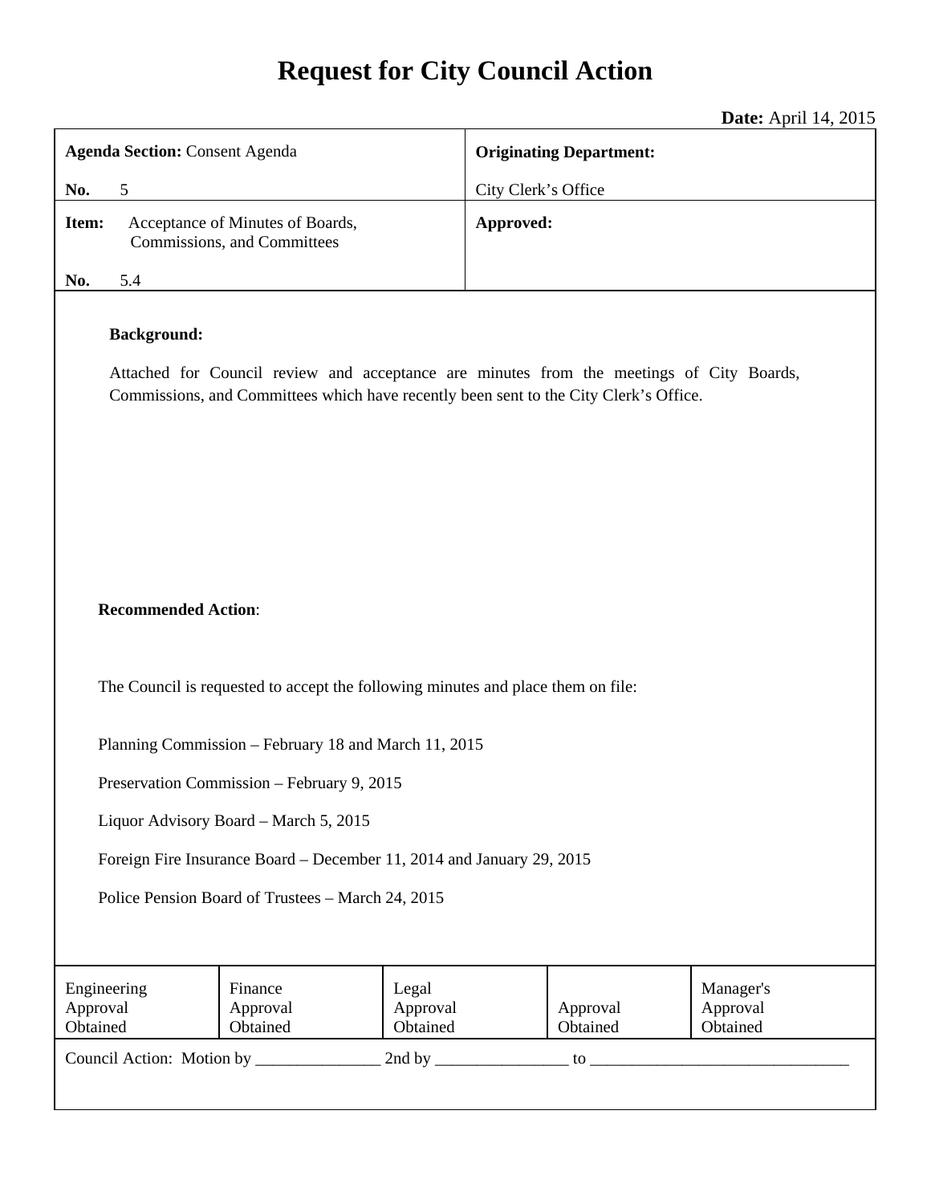# Request for City Council Action

**Date:** April 14, 2015

| | |
|---|---|
| **Agenda Section:** Consent Agenda<br><br>**No.** 5 | **Originating Department:**<br><br>City Clerk's Office |
| **Item:** Acceptance of Minutes of Boards, Commissions, and Committees<br><br>**No.** 5.4 | **Approved:** |

**Background:**

Attached for Council review and acceptance are minutes from the meetings of City Boards, Commissions, and Committees which have recently been sent to the City Clerk's Office.

**Recommended Action**:

The Council is requested to accept the following minutes and place them on file:

Planning Commission – February 18 and March 11, 2015

Preservation Commission – February 9, 2015

Liquor Advisory Board – March 5, 2015

Foreign Fire Insurance Board – December 11, 2014 and January 29, 2015

Police Pension Board of Trustees – March 24, 2015

| | | | | |
|---|---|---|---|---|
| Engineering Approval Obtained | Finance Approval Obtained | Legal Approval Obtained | Approval Obtained | Manager's Approval Obtained |

Council Action: Motion by _______________ 2nd by ________________ to _______________________________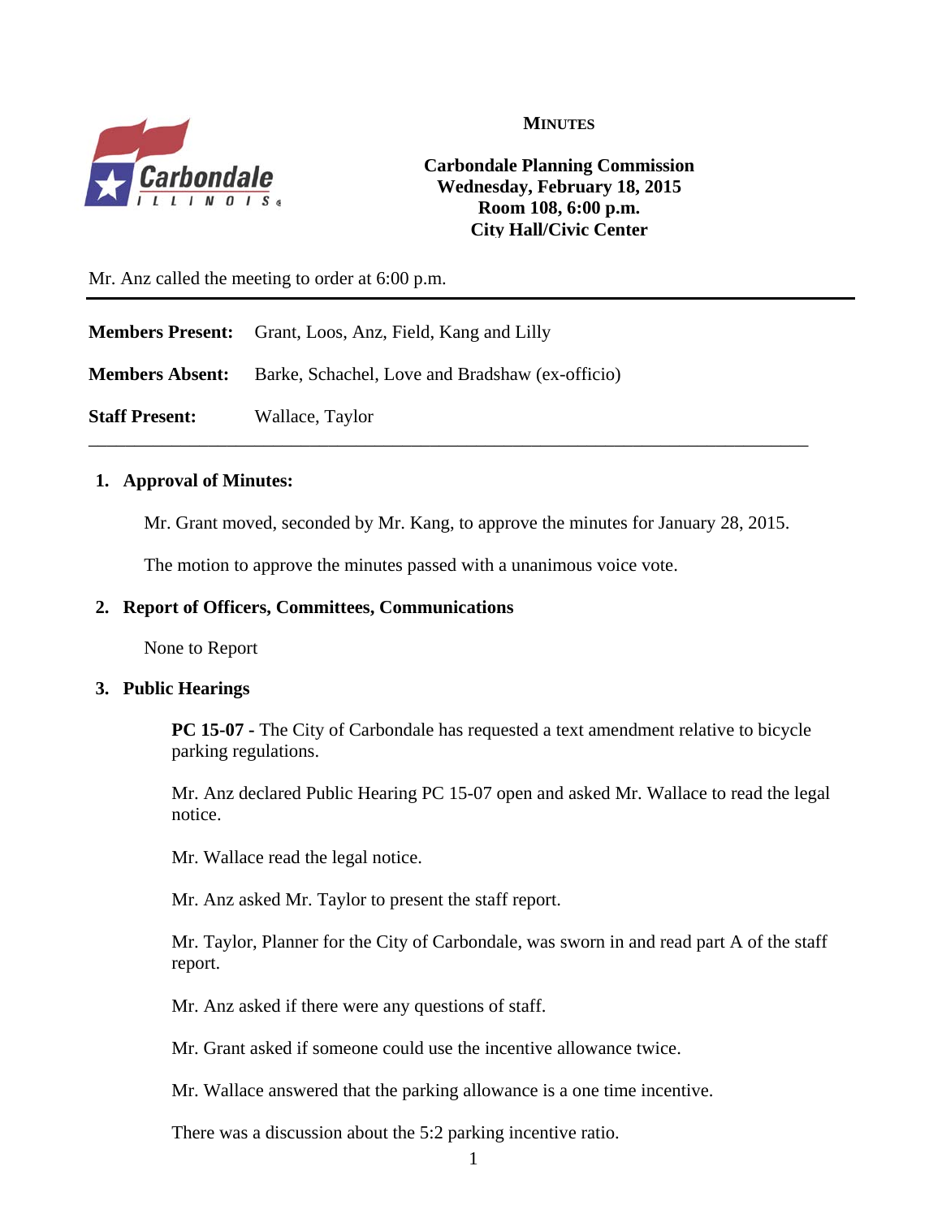**MINUTES**

**Carbondale Planning Commission**
**Wednesday, February 18, 2015**
**Room 108, 6:00 p.m.**
**City Hall/Civic Center**

Mr. Anz called the meeting to order at 6:00 p.m.

---

**Members Present:** Grant, Loos, Anz, Field, Kang and Lilly

**Members Absent:** Barke, Schachel, Love and Bradshaw (ex-officio)

**Staff Present:** Wallace, Taylor

---

1. **Approval of Minutes:**

   Mr. Grant moved, seconded by Mr. Kang, to approve the minutes for January 28, 2015.

   The motion to approve the minutes passed with a unanimous voice vote.

2. **Report of Officers, Committees, Communications**

   None to Report

3. **Public Hearings**

   **PC 15-07 -** The City of Carbondale has requested a text amendment relative to bicycle parking regulations.

   Mr. Anz declared Public Hearing PC 15-07 open and asked Mr. Wallace to read the legal notice.

   Mr. Wallace read the legal notice.

   Mr. Anz asked Mr. Taylor to present the staff report.

   Mr. Taylor, Planner for the City of Carbondale, was sworn in and read part A of the staff report.

   Mr. Anz asked if there were any questions of staff.

   Mr. Grant asked if someone could use the incentive allowance twice.

   Mr. Wallace answered that the parking allowance is a one time incentive.

   There was a discussion about the 5:2 parking incentive ratio.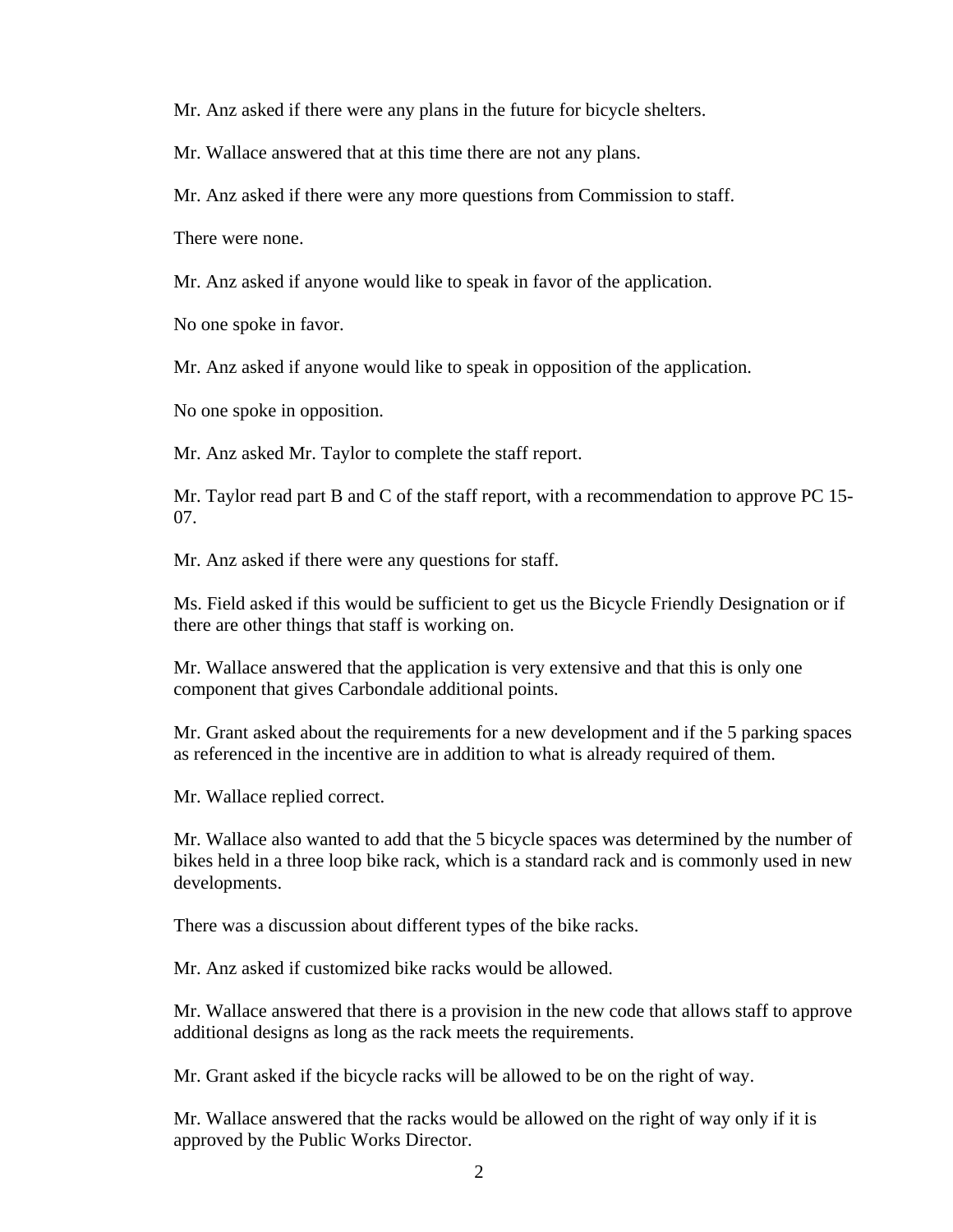Mr. Anz asked if there were any plans in the future for bicycle shelters.

Mr. Wallace answered that at this time there are not any plans.

Mr. Anz asked if there were any more questions from Commission to staff.

There were none.

Mr. Anz asked if anyone would like to speak in favor of the application.

No one spoke in favor.

Mr. Anz asked if anyone would like to speak in opposition of the application.

No one spoke in opposition.

Mr. Anz asked Mr. Taylor to complete the staff report.

Mr. Taylor read part B and C of the staff report, with a recommendation to approve PC 15-07.

Mr. Anz asked if there were any questions for staff.

Ms. Field asked if this would be sufficient to get us the Bicycle Friendly Designation or if there are other things that staff is working on.

Mr. Wallace answered that the application is very extensive and that this is only one component that gives Carbondale additional points.

Mr. Grant asked about the requirements for a new development and if the 5 parking spaces as referenced in the incentive are in addition to what is already required of them.

Mr. Wallace replied correct.

Mr. Wallace also wanted to add that the 5 bicycle spaces was determined by the number of bikes held in a three loop bike rack, which is a standard rack and is commonly used in new developments.

There was a discussion about different types of the bike racks.

Mr. Anz asked if customized bike racks would be allowed.

Mr. Wallace answered that there is a provision in the new code that allows staff to approve additional designs as long as the rack meets the requirements.

Mr. Grant asked if the bicycle racks will be allowed to be on the right of way.

Mr. Wallace answered that the racks would be allowed on the right of way only if it is approved by the Public Works Director.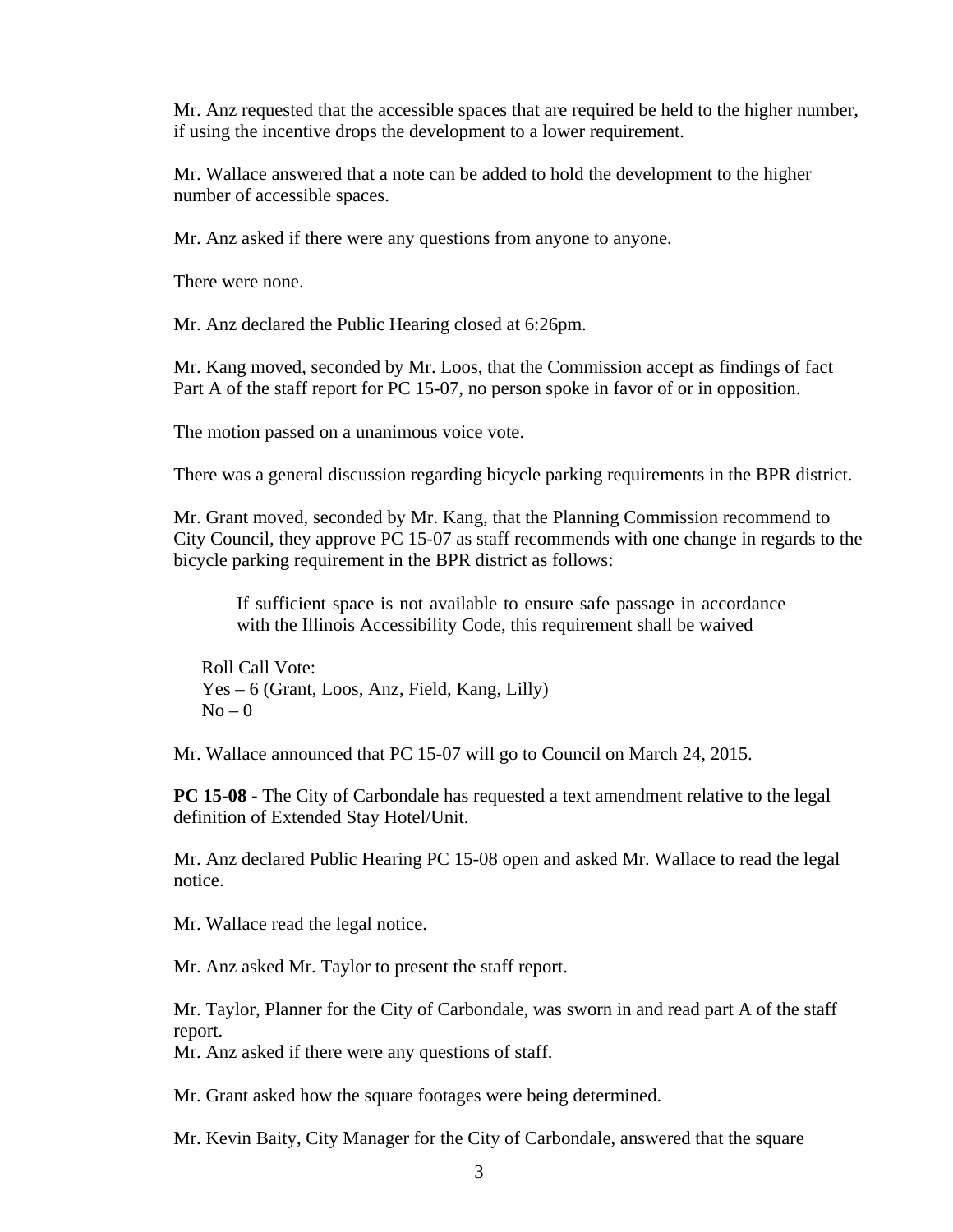Mr. Anz requested that the accessible spaces that are required be held to the higher number, if using the incentive drops the development to a lower requirement.

Mr. Wallace answered that a note can be added to hold the development to the higher number of accessible spaces.

Mr. Anz asked if there were any questions from anyone to anyone.

There were none.

Mr. Anz declared the Public Hearing closed at 6:26pm.

Mr. Kang moved, seconded by Mr. Loos, that the Commission accept as findings of fact Part A of the staff report for PC 15-07, no person spoke in favor of or in opposition.

The motion passed on a unanimous voice vote.

There was a general discussion regarding bicycle parking requirements in the BPR district.

Mr. Grant moved, seconded by Mr. Kang, that the Planning Commission recommend to City Council, they approve PC 15-07 as staff recommends with one change in regards to the bicycle parking requirement in the BPR district as follows:

> If sufficient space is not available to ensure safe passage in accordance with the Illinois Accessibility Code, this requirement shall be waived

Roll Call Vote:
Yes – 6 (Grant, Loos, Anz, Field, Kang, Lilly)
No – 0

Mr. Wallace announced that PC 15-07 will go to Council on March 24, 2015.

**PC 15-08 -** The City of Carbondale has requested a text amendment relative to the legal definition of Extended Stay Hotel/Unit.

Mr. Anz declared Public Hearing PC 15-08 open and asked Mr. Wallace to read the legal notice.

Mr. Wallace read the legal notice.

Mr. Anz asked Mr. Taylor to present the staff report.

Mr. Taylor, Planner for the City of Carbondale, was sworn in and read part A of the staff report.
Mr. Anz asked if there were any questions of staff.

Mr. Grant asked how the square footages were being determined.

Mr. Kevin Baity, City Manager for the City of Carbondale, answered that the square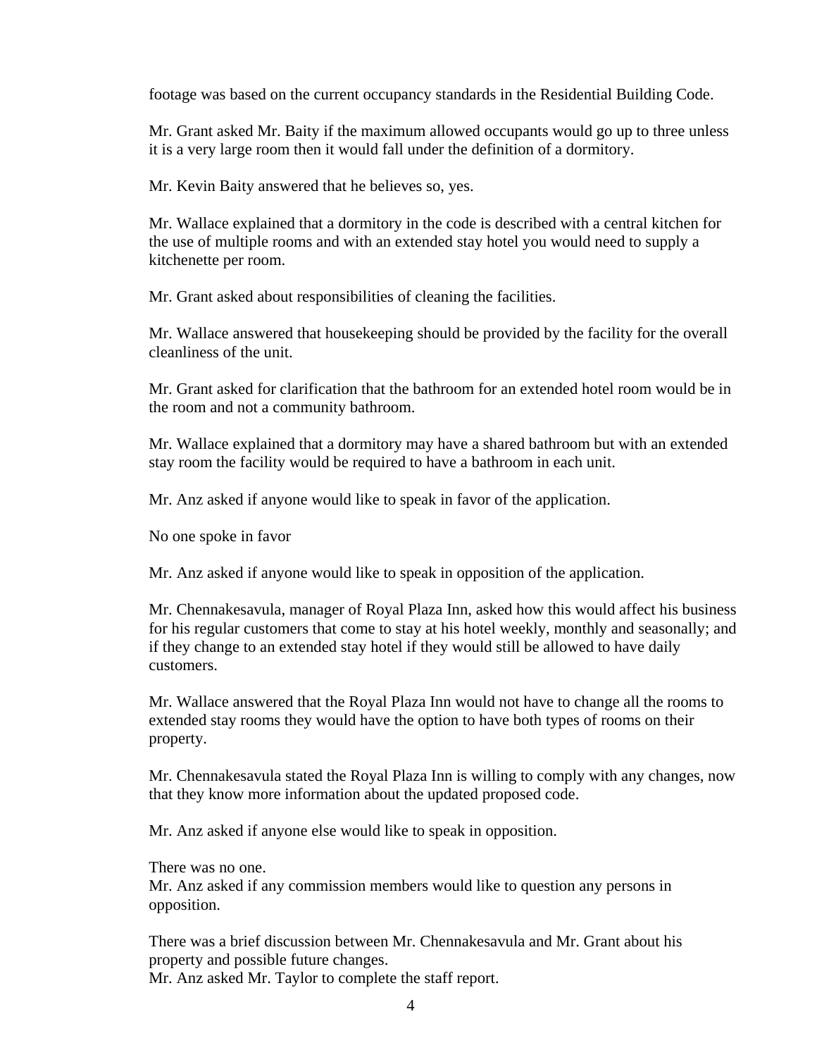footage was based on the current occupancy standards in the Residential Building Code.

Mr. Grant asked Mr. Baity if the maximum allowed occupants would go up to three unless it is a very large room then it would fall under the definition of a dormitory.

Mr. Kevin Baity answered that he believes so, yes.

Mr. Wallace explained that a dormitory in the code is described with a central kitchen for the use of multiple rooms and with an extended stay hotel you would need to supply a kitchenette per room.

Mr. Grant asked about responsibilities of cleaning the facilities.

Mr. Wallace answered that housekeeping should be provided by the facility for the overall cleanliness of the unit.

Mr. Grant asked for clarification that the bathroom for an extended hotel room would be in the room and not a community bathroom.

Mr. Wallace explained that a dormitory may have a shared bathroom but with an extended stay room the facility would be required to have a bathroom in each unit.

Mr. Anz asked if anyone would like to speak in favor of the application.

No one spoke in favor

Mr. Anz asked if anyone would like to speak in opposition of the application.

Mr. Chennakesavula, manager of Royal Plaza Inn, asked how this would affect his business for his regular customers that come to stay at his hotel weekly, monthly and seasonally; and if they change to an extended stay hotel if they would still be allowed to have daily customers.

Mr. Wallace answered that the Royal Plaza Inn would not have to change all the rooms to extended stay rooms they would have the option to have both types of rooms on their property.

Mr. Chennakesavula stated the Royal Plaza Inn is willing to comply with any changes, now that they know more information about the updated proposed code.

Mr. Anz asked if anyone else would like to speak in opposition.

There was no one.

Mr. Anz asked if any commission members would like to question any persons in opposition.

There was a brief discussion between Mr. Chennakesavula and Mr. Grant about his property and possible future changes.

Mr. Anz asked Mr. Taylor to complete the staff report.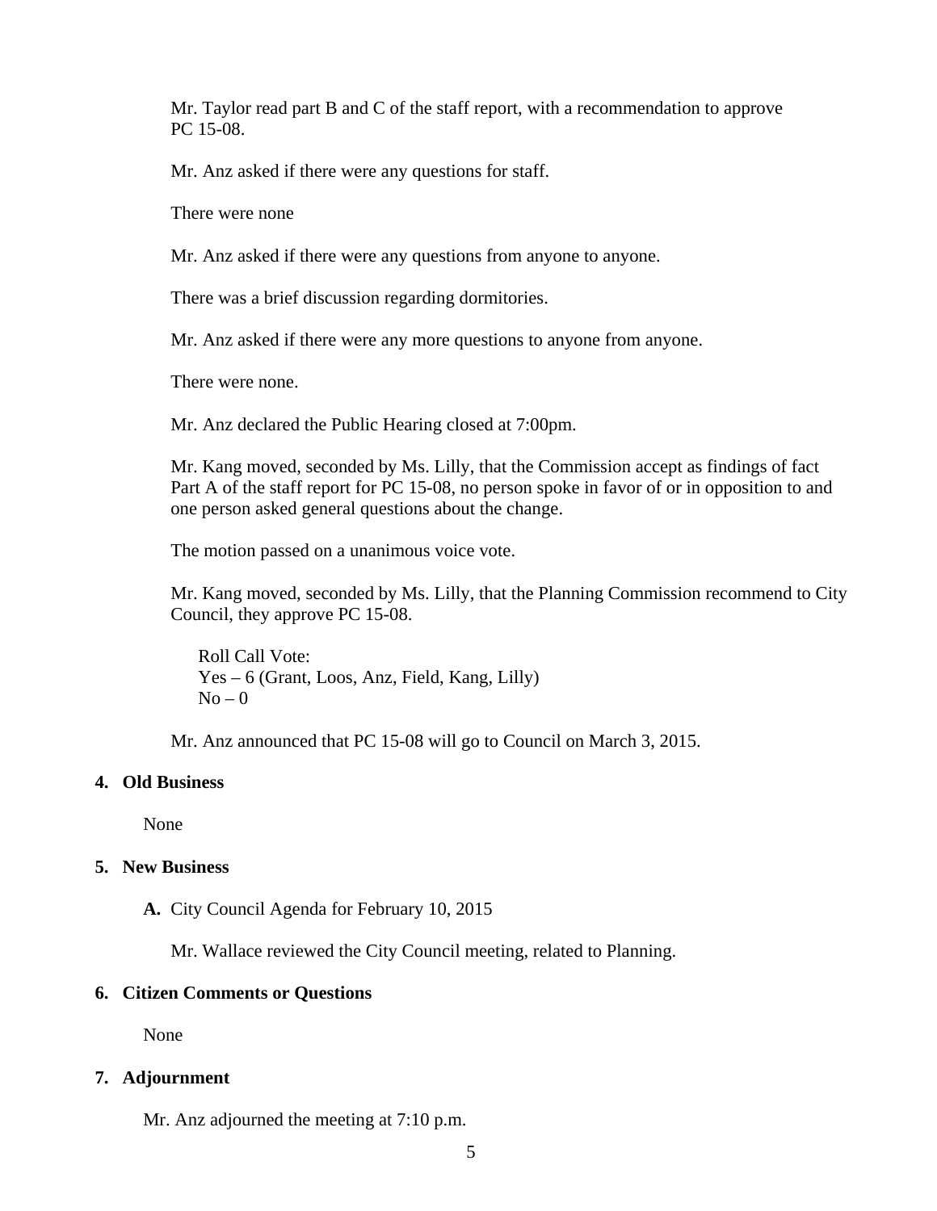Mr. Taylor read part B and C of the staff report, with a recommendation to approve PC 15-08.

Mr. Anz asked if there were any questions for staff.

There were none

Mr. Anz asked if there were any questions from anyone to anyone.

There was a brief discussion regarding dormitories.

Mr. Anz asked if there were any more questions to anyone from anyone.

There were none.

Mr. Anz declared the Public Hearing closed at 7:00pm.

Mr. Kang moved, seconded by Ms. Lilly, that the Commission accept as findings of fact Part A of the staff report for PC 15-08, no person spoke in favor of or in opposition to and one person asked general questions about the change.

The motion passed on a unanimous voice vote.

Mr. Kang moved, seconded by Ms. Lilly, that the Planning Commission recommend to City Council, they approve PC 15-08.

Roll Call Vote:
Yes – 6 (Grant, Loos, Anz, Field, Kang, Lilly)
No – 0

Mr. Anz announced that PC 15-08 will go to Council on March 3, 2015.

**4. Old Business**

None

**5. New Business**

**A.** City Council Agenda for February 10, 2015

Mr. Wallace reviewed the City Council meeting, related to Planning.

**6. Citizen Comments or Questions**

None

**7. Adjournment**

Mr. Anz adjourned the meeting at 7:10 p.m.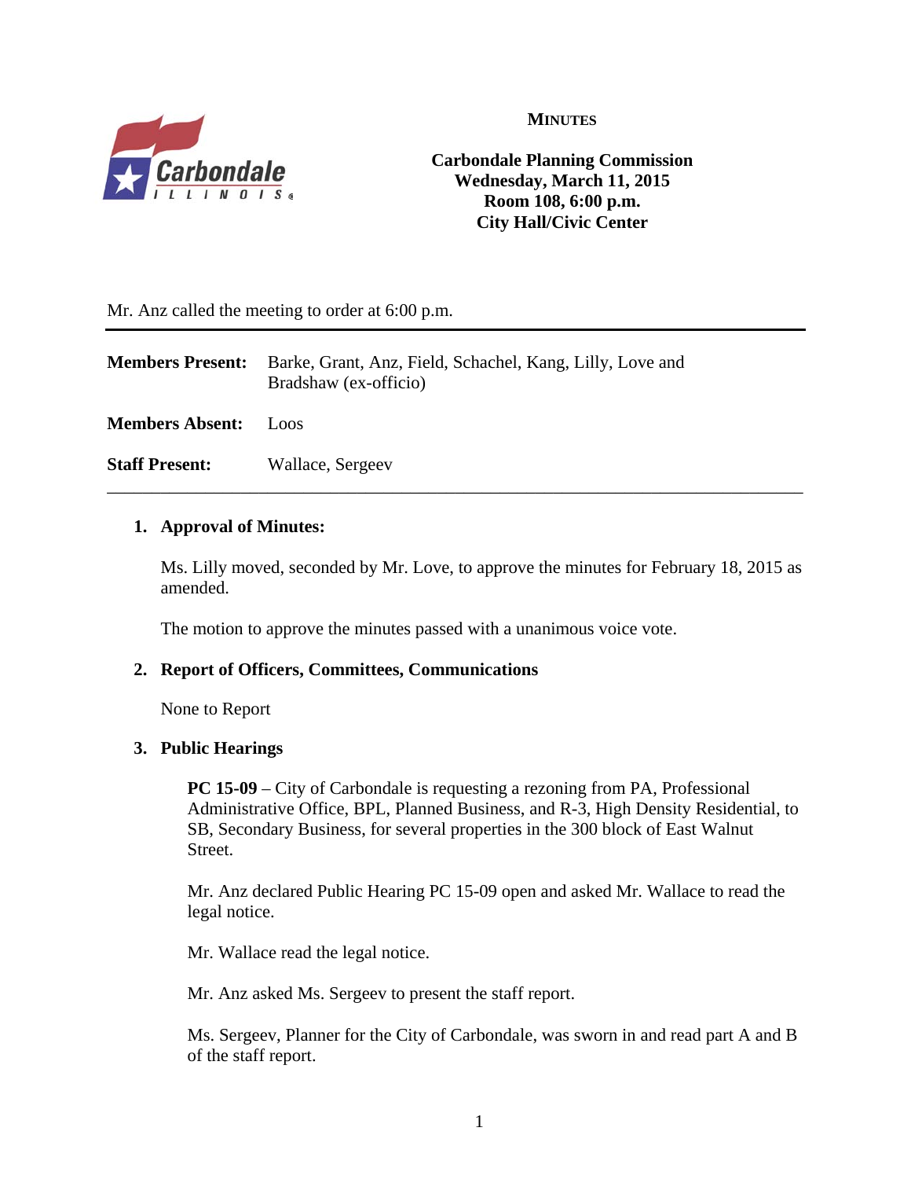**MINUTES**

**Carbondale Planning Commission**
**Wednesday, March 11, 2015**
**Room 108, 6:00 p.m.**
**City Hall/Civic Center**

Mr. Anz called the meeting to order at 6:00 p.m.

| | |
|---|---|
| **Members Present:** | Barke, Grant, Anz, Field, Schachel, Kang, Lilly, Love and Bradshaw (ex-officio) |
| **Members Absent:** | Loos |
| **Staff Present:** | Wallace, Sergeev |

1. **Approval of Minutes:**

   Ms. Lilly moved, seconded by Mr. Love, to approve the minutes for February 18, 2015 as amended.

   The motion to approve the minutes passed with a unanimous voice vote.

2. **Report of Officers, Committees, Communications**

   None to Report

3. **Public Hearings**

   **PC 15-09** – City of Carbondale is requesting a rezoning from PA, Professional Administrative Office, BPL, Planned Business, and R-3, High Density Residential, to SB, Secondary Business, for several properties in the 300 block of East Walnut Street.

   Mr. Anz declared Public Hearing PC 15-09 open and asked Mr. Wallace to read the legal notice.

   Mr. Wallace read the legal notice.

   Mr. Anz asked Ms. Sergeev to present the staff report.

   Ms. Sergeev, Planner for the City of Carbondale, was sworn in and read part A and B of the staff report.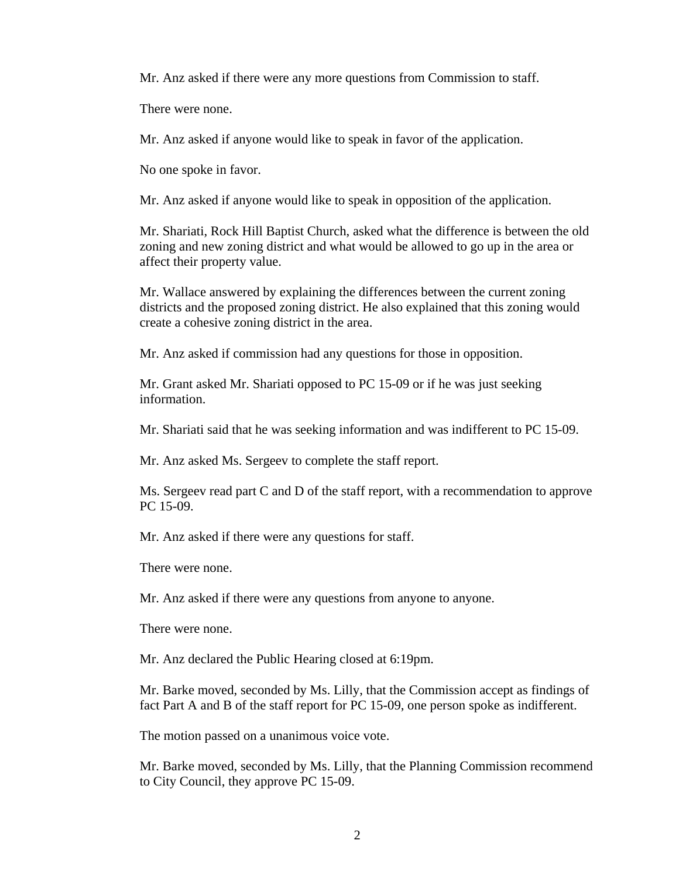Mr. Anz asked if there were any more questions from Commission to staff.

There were none.

Mr. Anz asked if anyone would like to speak in favor of the application.

No one spoke in favor.

Mr. Anz asked if anyone would like to speak in opposition of the application.

Mr. Shariati, Rock Hill Baptist Church, asked what the difference is between the old zoning and new zoning district and what would be allowed to go up in the area or affect their property value.

Mr. Wallace answered by explaining the differences between the current zoning districts and the proposed zoning district. He also explained that this zoning would create a cohesive zoning district in the area.

Mr. Anz asked if commission had any questions for those in opposition.

Mr. Grant asked Mr. Shariati opposed to PC 15-09 or if he was just seeking information.

Mr. Shariati said that he was seeking information and was indifferent to PC 15-09.

Mr. Anz asked Ms. Sergeev to complete the staff report.

Ms. Sergeev read part C and D of the staff report, with a recommendation to approve PC 15-09.

Mr. Anz asked if there were any questions for staff.

There were none.

Mr. Anz asked if there were any questions from anyone to anyone.

There were none.

Mr. Anz declared the Public Hearing closed at 6:19pm.

Mr. Barke moved, seconded by Ms. Lilly, that the Commission accept as findings of fact Part A and B of the staff report for PC 15-09, one person spoke as indifferent.

The motion passed on a unanimous voice vote.

Mr. Barke moved, seconded by Ms. Lilly, that the Planning Commission recommend to City Council, they approve PC 15-09.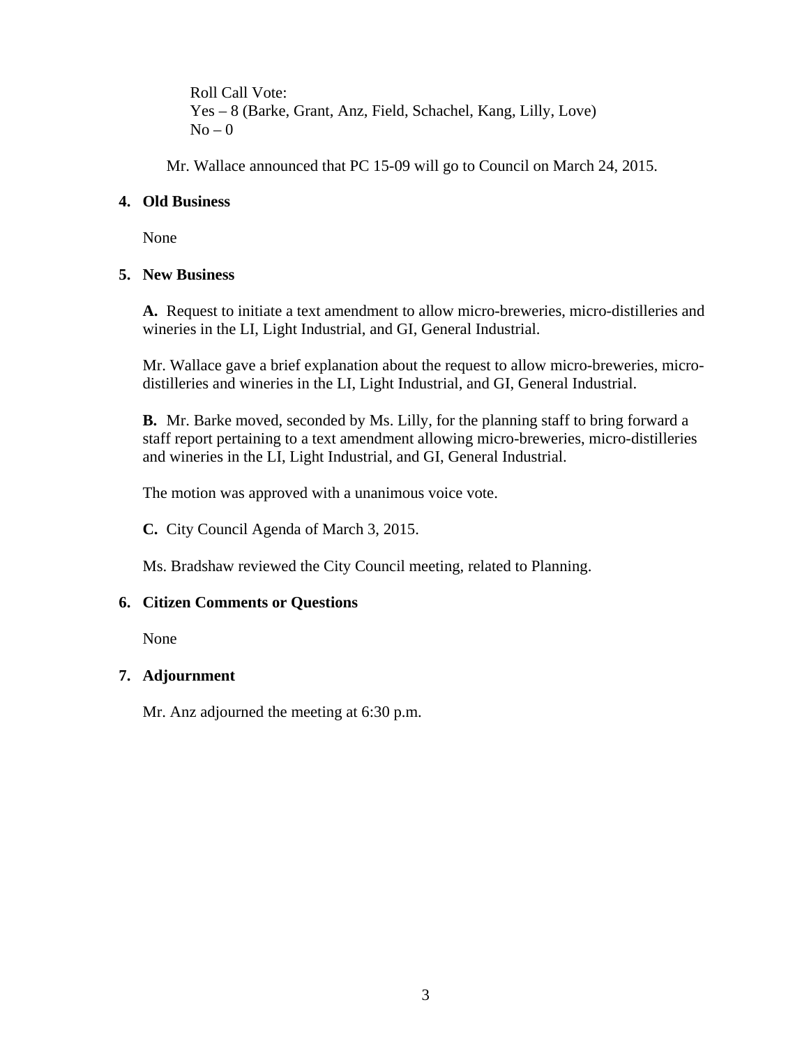Roll Call Vote:
Yes – 8 (Barke, Grant, Anz, Field, Schachel, Kang, Lilly, Love)
No – 0

Mr. Wallace announced that PC 15-09 will go to Council on March 24, 2015.

**4. Old Business**

None

**5. New Business**

**A.** Request to initiate a text amendment to allow micro-breweries, micro-distilleries and wineries in the LI, Light Industrial, and GI, General Industrial.

Mr. Wallace gave a brief explanation about the request to allow micro-breweries, micro-distilleries and wineries in the LI, Light Industrial, and GI, General Industrial.

**B.** Mr. Barke moved, seconded by Ms. Lilly, for the planning staff to bring forward a staff report pertaining to a text amendment allowing micro-breweries, micro-distilleries and wineries in the LI, Light Industrial, and GI, General Industrial.

The motion was approved with a unanimous voice vote.

**C.** City Council Agenda of March 3, 2015.

Ms. Bradshaw reviewed the City Council meeting, related to Planning.

**6. Citizen Comments or Questions**

None

**7. Adjournment**

Mr. Anz adjourned the meeting at 6:30 p.m.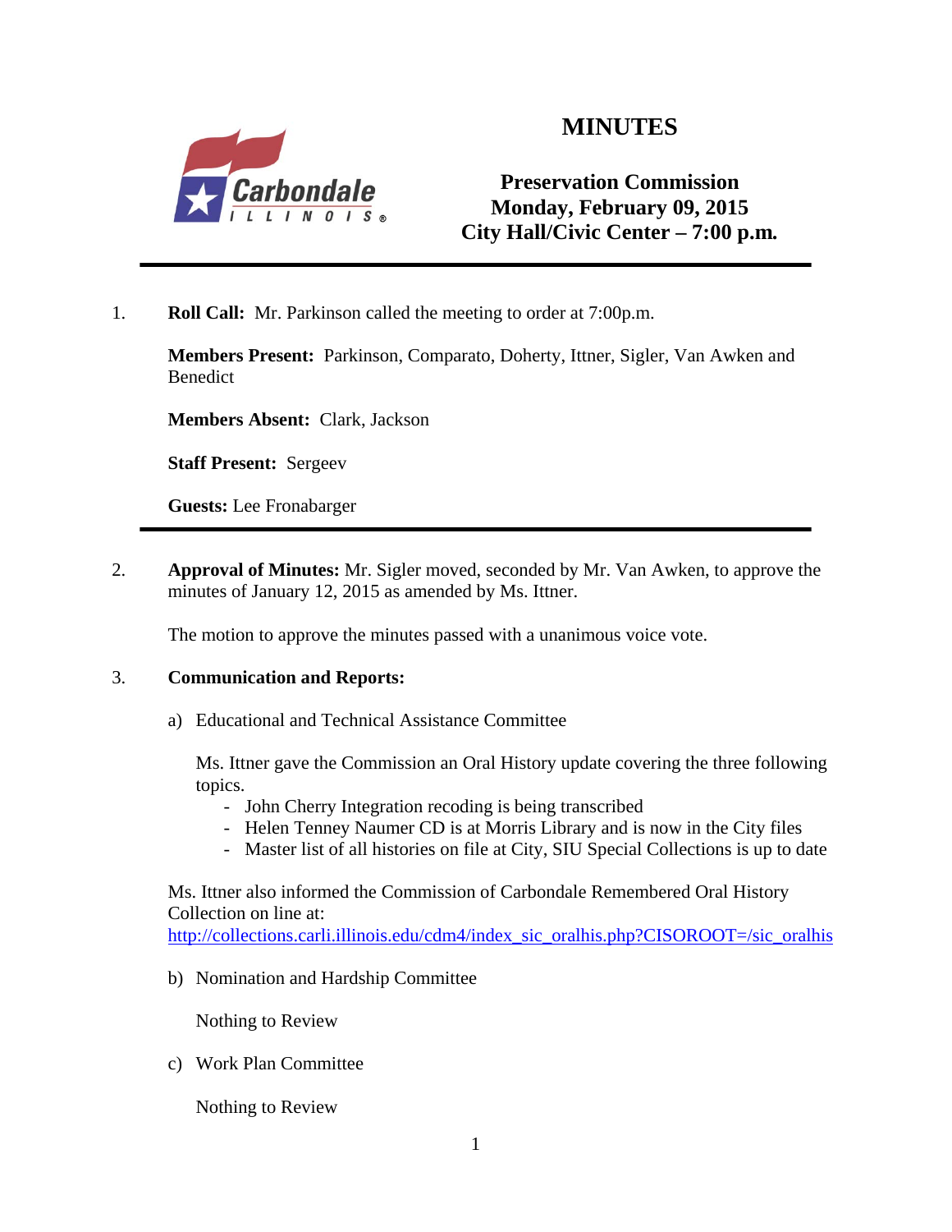# MINUTES

## Preservation Commission
## Monday, February 09, 2015
## City Hall/Civic Center – 7:00 p.m.

---

1. **Roll Call:** Mr. Parkinson called the meeting to order at 7:00p.m.

   **Members Present:** Parkinson, Comparato, Doherty, Ittner, Sigler, Van Awken and Benedict

   **Members Absent:** Clark, Jackson

   **Staff Present:** Sergeev

   **Guests:** Lee Fronabarger

---

2. **Approval of Minutes:** Mr. Sigler moved, seconded by Mr. Van Awken, to approve the minutes of January 12, 2015 as amended by Ms. Ittner.

   The motion to approve the minutes passed with a unanimous voice vote.

3. **Communication and Reports:**

   a) Educational and Technical Assistance Committee

      Ms. Ittner gave the Commission an Oral History update covering the three following topics.
      - John Cherry Integration recoding is being transcribed
      - Helen Tenney Naumer CD is at Morris Library and is now in the City files
      - Master list of all histories on file at City, SIU Special Collections is up to date

   Ms. Ittner also informed the Commission of Carbondale Remembered Oral History Collection on line at: http://collections.carli.illinois.edu/cdm4/index_sic_oralhis.php?CISOROOT=/sic_oralhis

   b) Nomination and Hardship Committee

      Nothing to Review

   c) Work Plan Committee

      Nothing to Review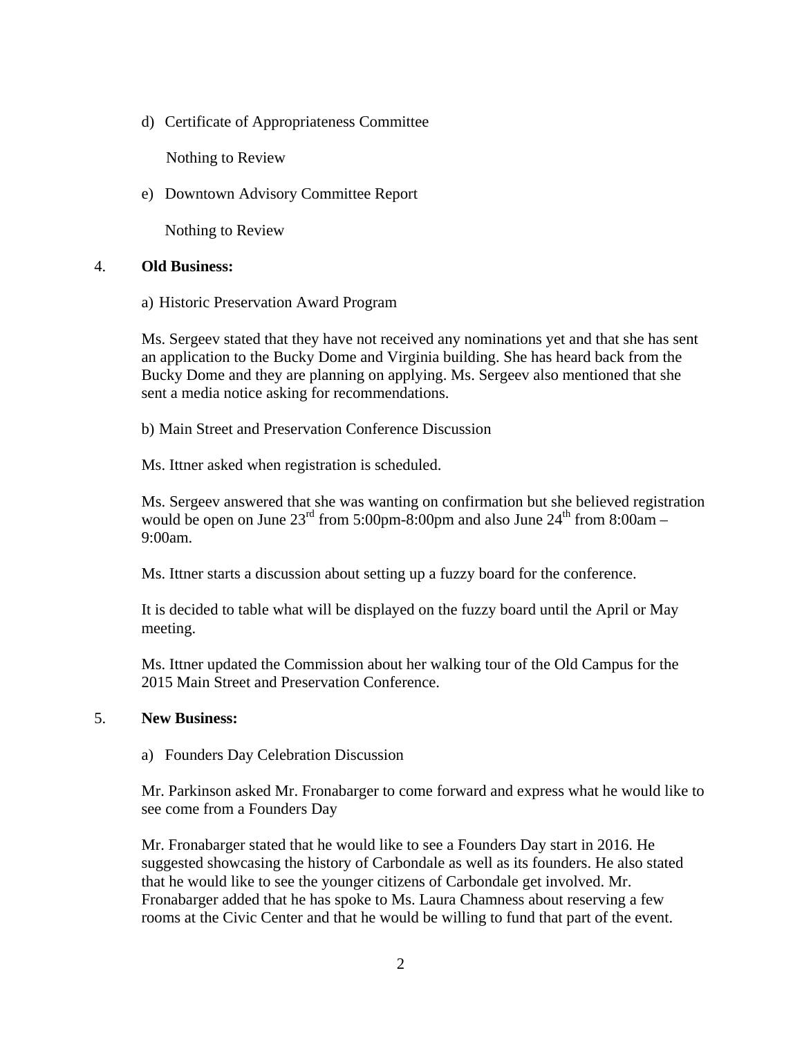d) Certificate of Appropriateness Committee

Nothing to Review

e) Downtown Advisory Committee Report

Nothing to Review

4. **Old Business:**

a) Historic Preservation Award Program

Ms. Sergeev stated that they have not received any nominations yet and that she has sent an application to the Bucky Dome and Virginia building. She has heard back from the Bucky Dome and they are planning on applying. Ms. Sergeev also mentioned that she sent a media notice asking for recommendations.

b) Main Street and Preservation Conference Discussion

Ms. Ittner asked when registration is scheduled.

Ms. Sergeev answered that she was wanting on confirmation but she believed registration would be open on June 23rd from 5:00pm-8:00pm and also June 24th from 8:00am – 9:00am.

Ms. Ittner starts a discussion about setting up a fuzzy board for the conference.

It is decided to table what will be displayed on the fuzzy board until the April or May meeting.

Ms. Ittner updated the Commission about her walking tour of the Old Campus for the 2015 Main Street and Preservation Conference.

5. **New Business:**

a) Founders Day Celebration Discussion

Mr. Parkinson asked Mr. Fronabarger to come forward and express what he would like to see come from a Founders Day

Mr. Fronabarger stated that he would like to see a Founders Day start in 2016. He suggested showcasing the history of Carbondale as well as its founders. He also stated that he would like to see the younger citizens of Carbondale get involved. Mr. Fronabarger added that he has spoke to Ms. Laura Chamness about reserving a few rooms at the Civic Center and that he would be willing to fund that part of the event.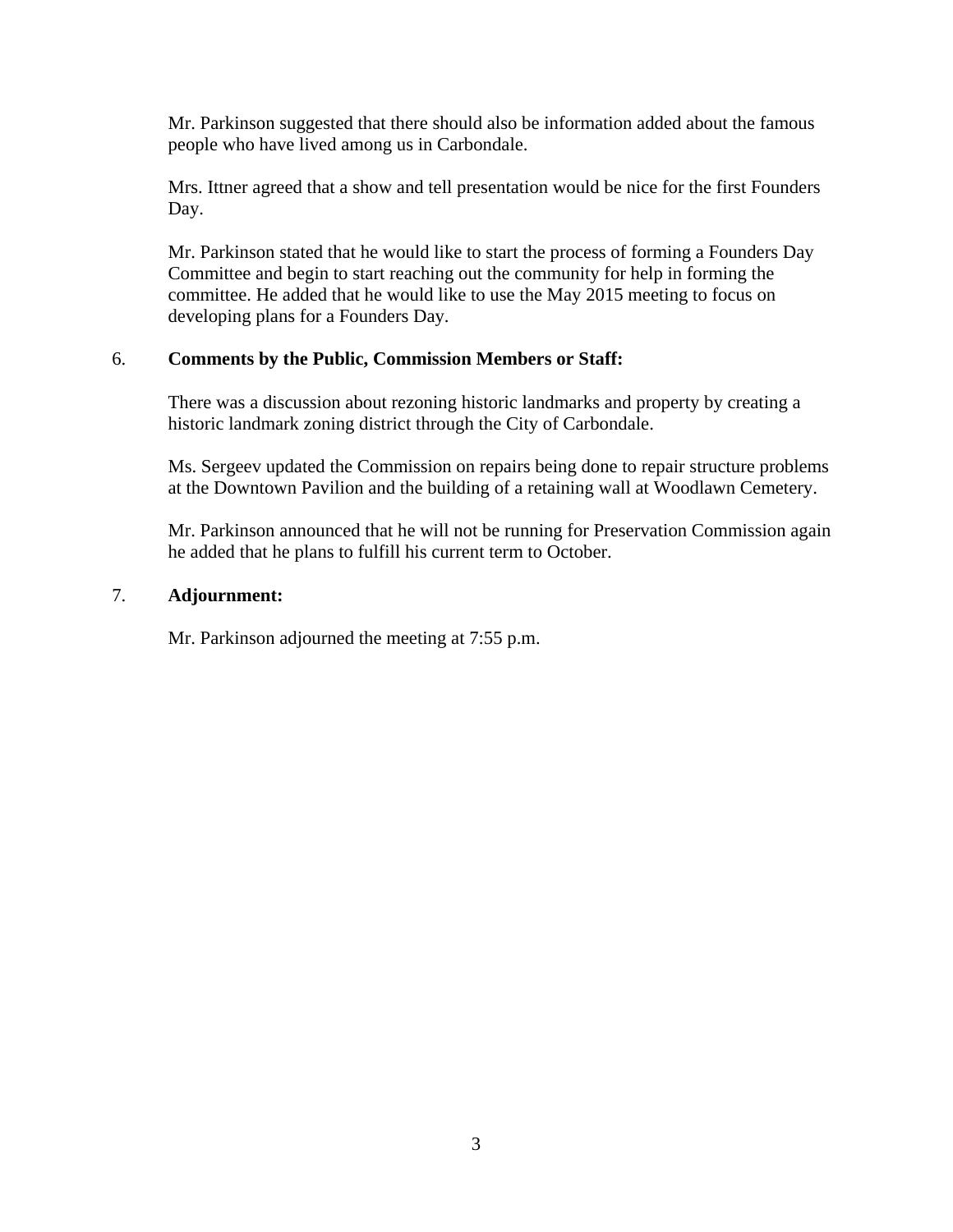Mr. Parkinson suggested that there should also be information added about the famous people who have lived among us in Carbondale.

Mrs. Ittner agreed that a show and tell presentation would be nice for the first Founders Day.

Mr. Parkinson stated that he would like to start the process of forming a Founders Day Committee and begin to start reaching out the community for help in forming the committee. He added that he would like to use the May 2015 meeting to focus on developing plans for a Founders Day.

6. **Comments by the Public, Commission Members or Staff:**

There was a discussion about rezoning historic landmarks and property by creating a historic landmark zoning district through the City of Carbondale.

Ms. Sergeev updated the Commission on repairs being done to repair structure problems at the Downtown Pavilion and the building of a retaining wall at Woodlawn Cemetery.

Mr. Parkinson announced that he will not be running for Preservation Commission again he added that he plans to fulfill his current term to October.

7. **Adjournment:**

Mr. Parkinson adjourned the meeting at 7:55 p.m.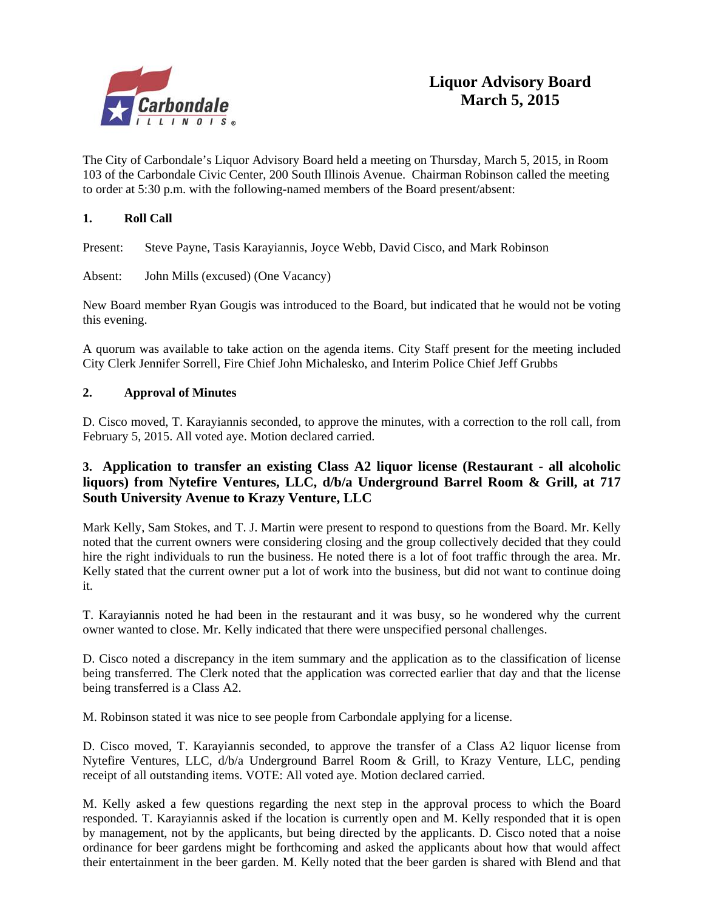# Liquor Advisory Board
## March 5, 2015

The City of Carbondale's Liquor Advisory Board held a meeting on Thursday, March 5, 2015, in Room 103 of the Carbondale Civic Center, 200 South Illinois Avenue. Chairman Robinson called the meeting to order at 5:30 p.m. with the following-named members of the Board present/absent:

### 1. Roll Call

Present: Steve Payne, Tasis Karayiannis, Joyce Webb, David Cisco, and Mark Robinson

Absent: John Mills (excused) (One Vacancy)

New Board member Ryan Gougis was introduced to the Board, but indicated that he would not be voting this evening.

A quorum was available to take action on the agenda items. City Staff present for the meeting included City Clerk Jennifer Sorrell, Fire Chief John Michalesko, and Interim Police Chief Jeff Grubbs

### 2. Approval of Minutes

D. Cisco moved, T. Karayiannis seconded, to approve the minutes, with a correction to the roll call, from February 5, 2015. All voted aye. Motion declared carried.

### 3. Application to transfer an existing Class A2 liquor license (Restaurant - all alcoholic liquors) from Nytefire Ventures, LLC, d/b/a Underground Barrel Room & Grill, at 717 South University Avenue to Krazy Venture, LLC

Mark Kelly, Sam Stokes, and T. J. Martin were present to respond to questions from the Board. Mr. Kelly noted that the current owners were considering closing and the group collectively decided that they could hire the right individuals to run the business. He noted there is a lot of foot traffic through the area. Mr. Kelly stated that the current owner put a lot of work into the business, but did not want to continue doing it.

T. Karayiannis noted he had been in the restaurant and it was busy, so he wondered why the current owner wanted to close. Mr. Kelly indicated that there were unspecified personal challenges.

D. Cisco noted a discrepancy in the item summary and the application as to the classification of license being transferred. The Clerk noted that the application was corrected earlier that day and that the license being transferred is a Class A2.

M. Robinson stated it was nice to see people from Carbondale applying for a license.

D. Cisco moved, T. Karayiannis seconded, to approve the transfer of a Class A2 liquor license from Nytefire Ventures, LLC, d/b/a Underground Barrel Room & Grill, to Krazy Venture, LLC, pending receipt of all outstanding items. VOTE: All voted aye. Motion declared carried.

M. Kelly asked a few questions regarding the next step in the approval process to which the Board responded. T. Karayiannis asked if the location is currently open and M. Kelly responded that it is open by management, not by the applicants, but being directed by the applicants. D. Cisco noted that a noise ordinance for beer gardens might be forthcoming and asked the applicants about how that would affect their entertainment in the beer garden. M. Kelly noted that the beer garden is shared with Blend and that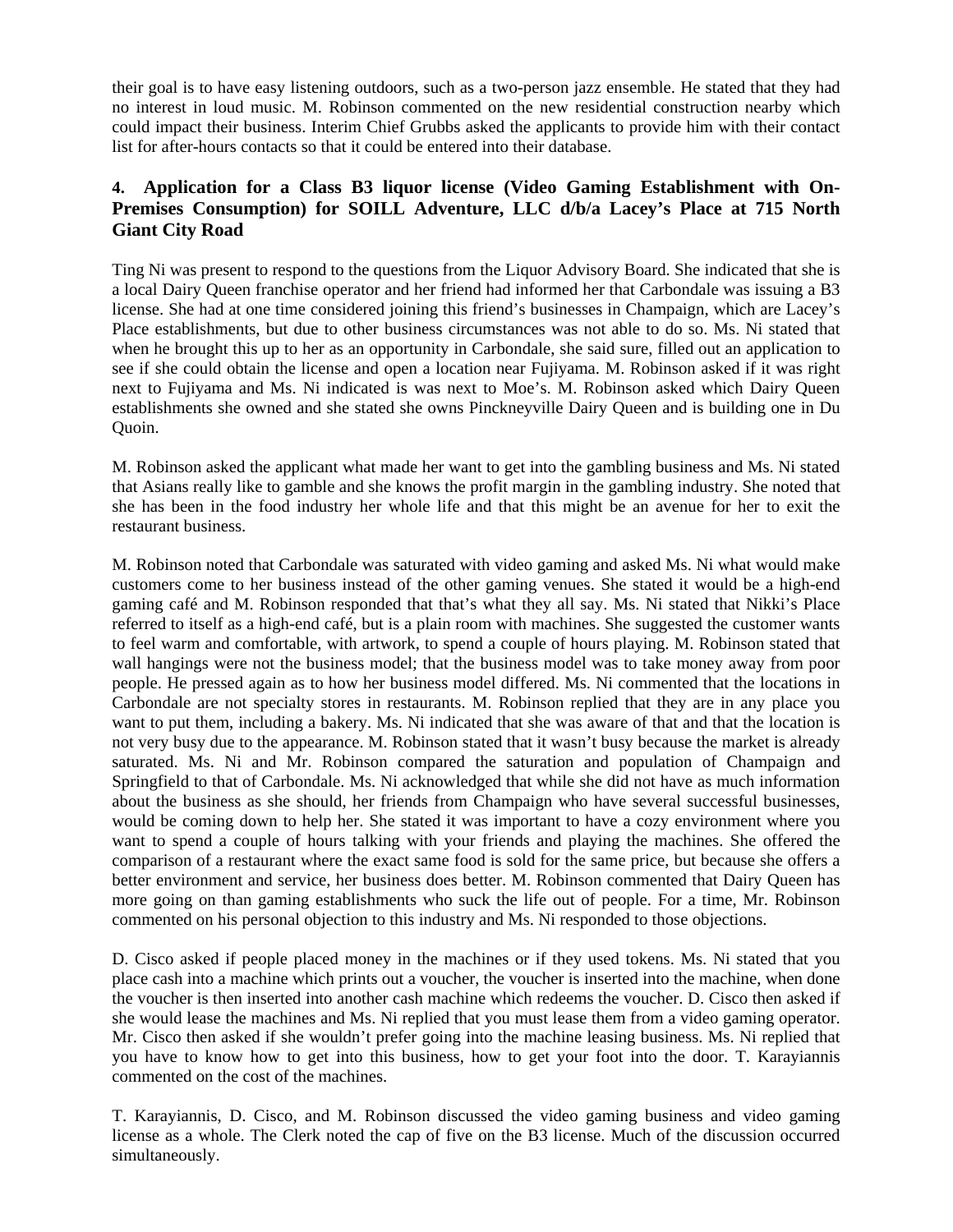their goal is to have easy listening outdoors, such as a two-person jazz ensemble. He stated that they had no interest in loud music. M. Robinson commented on the new residential construction nearby which could impact their business. Interim Chief Grubbs asked the applicants to provide him with their contact list for after-hours contacts so that it could be entered into their database.

### 4. Application for a Class B3 liquor license (Video Gaming Establishment with On-Premises Consumption) for SOILL Adventure, LLC d/b/a Lacey's Place at 715 North Giant City Road

Ting Ni was present to respond to the questions from the Liquor Advisory Board. She indicated that she is a local Dairy Queen franchise operator and her friend had informed her that Carbondale was issuing a B3 license. She had at one time considered joining this friend's businesses in Champaign, which are Lacey's Place establishments, but due to other business circumstances was not able to do so. Ms. Ni stated that when he brought this up to her as an opportunity in Carbondale, she said sure, filled out an application to see if she could obtain the license and open a location near Fujiyama. M. Robinson asked if it was right next to Fujiyama and Ms. Ni indicated is was next to Moe's. M. Robinson asked which Dairy Queen establishments she owned and she stated she owns Pinckneyville Dairy Queen and is building one in Du Quoin.

M. Robinson asked the applicant what made her want to get into the gambling business and Ms. Ni stated that Asians really like to gamble and she knows the profit margin in the gambling industry. She noted that she has been in the food industry her whole life and that this might be an avenue for her to exit the restaurant business.

M. Robinson noted that Carbondale was saturated with video gaming and asked Ms. Ni what would make customers come to her business instead of the other gaming venues. She stated it would be a high-end gaming café and M. Robinson responded that that's what they all say. Ms. Ni stated that Nikki's Place referred to itself as a high-end café, but is a plain room with machines. She suggested the customer wants to feel warm and comfortable, with artwork, to spend a couple of hours playing. M. Robinson stated that wall hangings were not the business model; that the business model was to take money away from poor people. He pressed again as to how her business model differed. Ms. Ni commented that the locations in Carbondale are not specialty stores in restaurants. M. Robinson replied that they are in any place you want to put them, including a bakery. Ms. Ni indicated that she was aware of that and that the location is not very busy due to the appearance. M. Robinson stated that it wasn't busy because the market is already saturated. Ms. Ni and Mr. Robinson compared the saturation and population of Champaign and Springfield to that of Carbondale. Ms. Ni acknowledged that while she did not have as much information about the business as she should, her friends from Champaign who have several successful businesses, would be coming down to help her. She stated it was important to have a cozy environment where you want to spend a couple of hours talking with your friends and playing the machines. She offered the comparison of a restaurant where the exact same food is sold for the same price, but because she offers a better environment and service, her business does better. M. Robinson commented that Dairy Queen has more going on than gaming establishments who suck the life out of people. For a time, Mr. Robinson commented on his personal objection to this industry and Ms. Ni responded to those objections.

D. Cisco asked if people placed money in the machines or if they used tokens. Ms. Ni stated that you place cash into a machine which prints out a voucher, the voucher is inserted into the machine, when done the voucher is then inserted into another cash machine which redeems the voucher. D. Cisco then asked if she would lease the machines and Ms. Ni replied that you must lease them from a video gaming operator. Mr. Cisco then asked if she wouldn't prefer going into the machine leasing business. Ms. Ni replied that you have to know how to get into this business, how to get your foot into the door. T. Karayiannis commented on the cost of the machines.

T. Karayiannis, D. Cisco, and M. Robinson discussed the video gaming business and video gaming license as a whole. The Clerk noted the cap of five on the B3 license. Much of the discussion occurred simultaneously.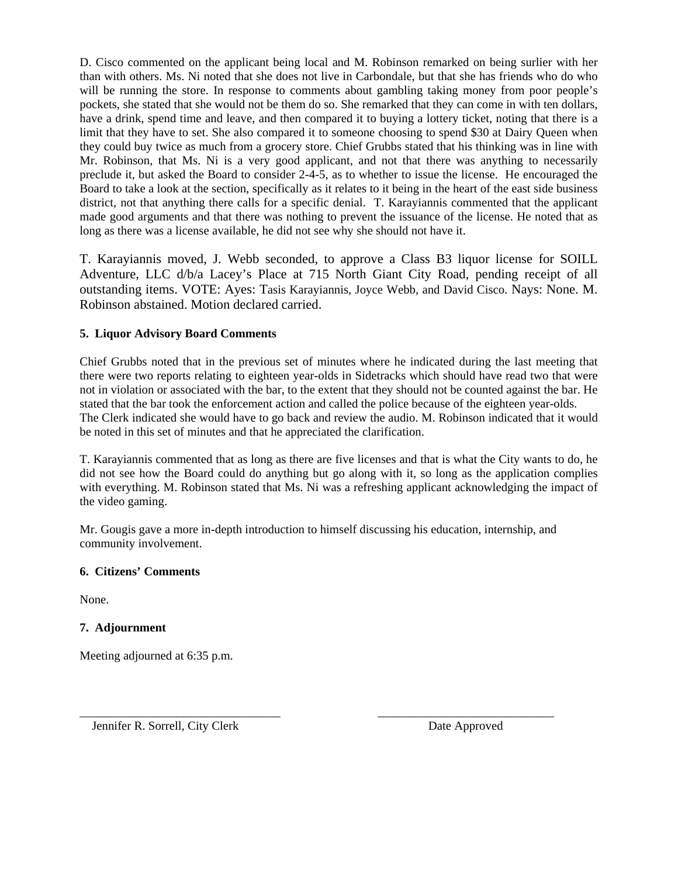D. Cisco commented on the applicant being local and M. Robinson remarked on being surlier with her than with others. Ms. Ni noted that she does not live in Carbondale, but that she has friends who do who will be running the store. In response to comments about gambling taking money from poor people's pockets, she stated that she would not be them do so. She remarked that they can come in with ten dollars, have a drink, spend time and leave, and then compared it to buying a lottery ticket, noting that there is a limit that they have to set. She also compared it to someone choosing to spend $30 at Dairy Queen when they could buy twice as much from a grocery store. Chief Grubbs stated that his thinking was in line with Mr. Robinson, that Ms. Ni is a very good applicant, and not that there was anything to necessarily preclude it, but asked the Board to consider 2-4-5, as to whether to issue the license. He encouraged the Board to take a look at the section, specifically as it relates to it being in the heart of the east side business district, not that anything there calls for a specific denial. T. Karayiannis commented that the applicant made good arguments and that there was nothing to prevent the issuance of the license. He noted that as long as there was a license available, he did not see why she should not have it.

T. Karayiannis moved, J. Webb seconded, to approve a Class B3 liquor license for SOILL Adventure, LLC d/b/a Lacey's Place at 715 North Giant City Road, pending receipt of all outstanding items. VOTE: Ayes: Tasis Karayiannis, Joyce Webb, and David Cisco. Nays: None. M. Robinson abstained. Motion declared carried.

**5. Liquor Advisory Board Comments**

Chief Grubbs noted that in the previous set of minutes where he indicated during the last meeting that there were two reports relating to eighteen year-olds in Sidetracks which should have read two that were not in violation or associated with the bar, to the extent that they should not be counted against the bar. He stated that the bar took the enforcement action and called the police because of the eighteen year-olds.
The Clerk indicated she would have to go back and review the audio. M. Robinson indicated that it would be noted in this set of minutes and that he appreciated the clarification.

T. Karayiannis commented that as long as there are five licenses and that is what the City wants to do, he did not see how the Board could do anything but go along with it, so long as the application complies with everything. M. Robinson stated that Ms. Ni was a refreshing applicant acknowledging the impact of the video gaming.

Mr. Gougis gave a more in-depth introduction to himself discussing his education, internship, and community involvement.

**6. Citizens' Comments**

None.

**7. Adjournment**

Meeting adjourned at 6:35 p.m.

\_\_\_\_\_\_\_\_\_\_\_\_\_\_\_\_\_\_\_\_\_\_\_\_\_\_\_\_\_\_\_\_\_\_ \_\_\_\_\_\_\_\_\_\_\_\_\_\_\_\_\_\_\_\_\_\_\_\_\_\_\_\_\_\_

Jennifer R. Sorrell, City Clerk Date Approved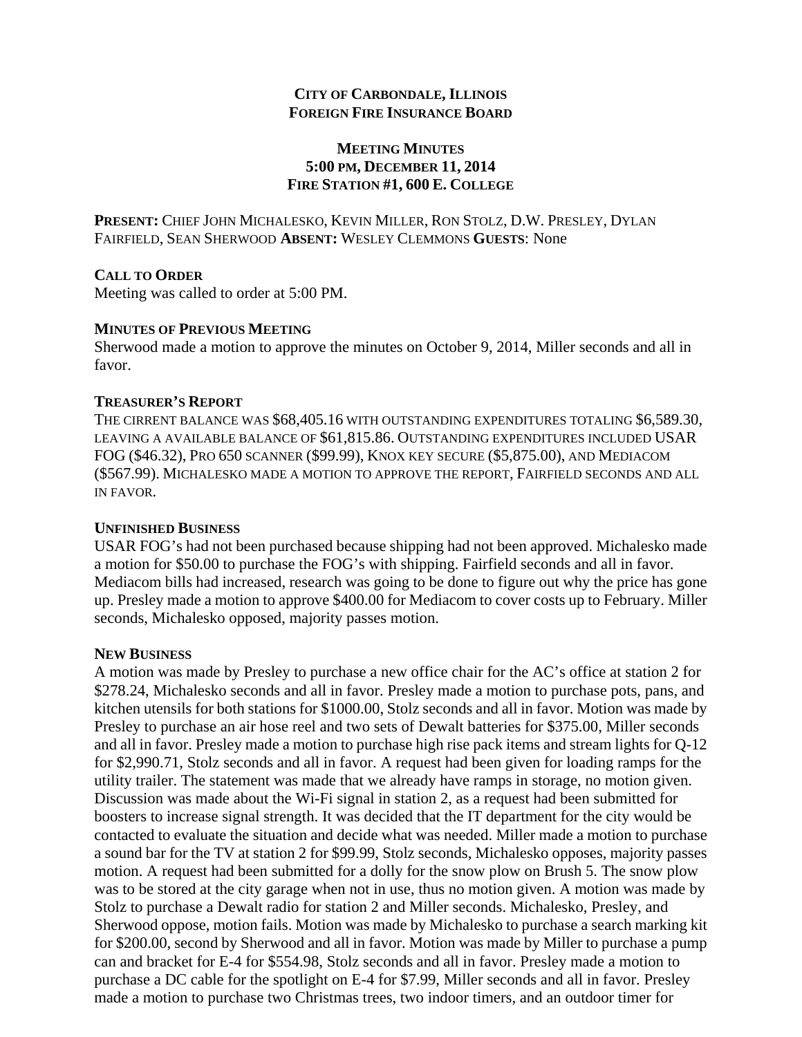**CITY OF CARBONDALE, ILLINOIS**
**FOREIGN FIRE INSURANCE BOARD**

**MEETING MINUTES**
**5:00 PM, DECEMBER 11, 2014**
**FIRE STATION #1, 600 E. COLLEGE**

**PRESENT:** CHIEF JOHN MICHALESKO, KEVIN MILLER, RON STOLZ, D.W. PRESLEY, DYLAN FAIRFIELD, SEAN SHERWOOD **ABSENT:** WESLEY CLEMMONS **GUESTS**: None

**CALL TO ORDER**

Meeting was called to order at 5:00 PM.

**MINUTES OF PREVIOUS MEETING**

Sherwood made a motion to approve the minutes on October 9, 2014, Miller seconds and all in favor.

**TREASURER'S REPORT**

THE CIRRENT BALANCE WAS $68,405.16 WITH OUTSTANDING EXPENDITURES TOTALING $6,589.30, LEAVING A AVAILABLE BALANCE OF $61,815.86. OUTSTANDING EXPENDITURES INCLUDED USAR FOG ($46.32), PRO 650 SCANNER ($99.99), KNOX KEY SECURE ($5,875.00), AND MEDIACOM ($567.99). MICHALESKO MADE A MOTION TO APPROVE THE REPORT, FAIRFIELD SECONDS AND ALL IN FAVOR.

**UNFINISHED BUSINESS**

USAR FOG's had not been purchased because shipping had not been approved. Michalesko made a motion for $50.00 to purchase the FOG's with shipping. Fairfield seconds and all in favor. Mediacom bills had increased, research was going to be done to figure out why the price has gone up. Presley made a motion to approve $400.00 for Mediacom to cover costs up to February. Miller seconds, Michalesko opposed, majority passes motion.

**NEW BUSINESS**

A motion was made by Presley to purchase a new office chair for the AC's office at station 2 for $278.24, Michalesko seconds and all in favor. Presley made a motion to purchase pots, pans, and kitchen utensils for both stations for $1000.00, Stolz seconds and all in favor. Motion was made by Presley to purchase an air hose reel and two sets of Dewalt batteries for $375.00, Miller seconds and all in favor. Presley made a motion to purchase high rise pack items and stream lights for Q-12 for $2,990.71, Stolz seconds and all in favor. A request had been given for loading ramps for the utility trailer. The statement was made that we already have ramps in storage, no motion given. Discussion was made about the Wi-Fi signal in station 2, as a request had been submitted for boosters to increase signal strength. It was decided that the IT department for the city would be contacted to evaluate the situation and decide what was needed. Miller made a motion to purchase a sound bar for the TV at station 2 for $99.99, Stolz seconds, Michalesko opposes, majority passes motion. A request had been submitted for a dolly for the snow plow on Brush 5. The snow plow was to be stored at the city garage when not in use, thus no motion given. A motion was made by Stolz to purchase a Dewalt radio for station 2 and Miller seconds. Michalesko, Presley, and Sherwood oppose, motion fails. Motion was made by Michalesko to purchase a search marking kit for $200.00, second by Sherwood and all in favor. Motion was made by Miller to purchase a pump can and bracket for E-4 for $554.98, Stolz seconds and all in favor. Presley made a motion to purchase a DC cable for the spotlight on E-4 for $7.99, Miller seconds and all in favor. Presley made a motion to purchase two Christmas trees, two indoor timers, and an outdoor timer for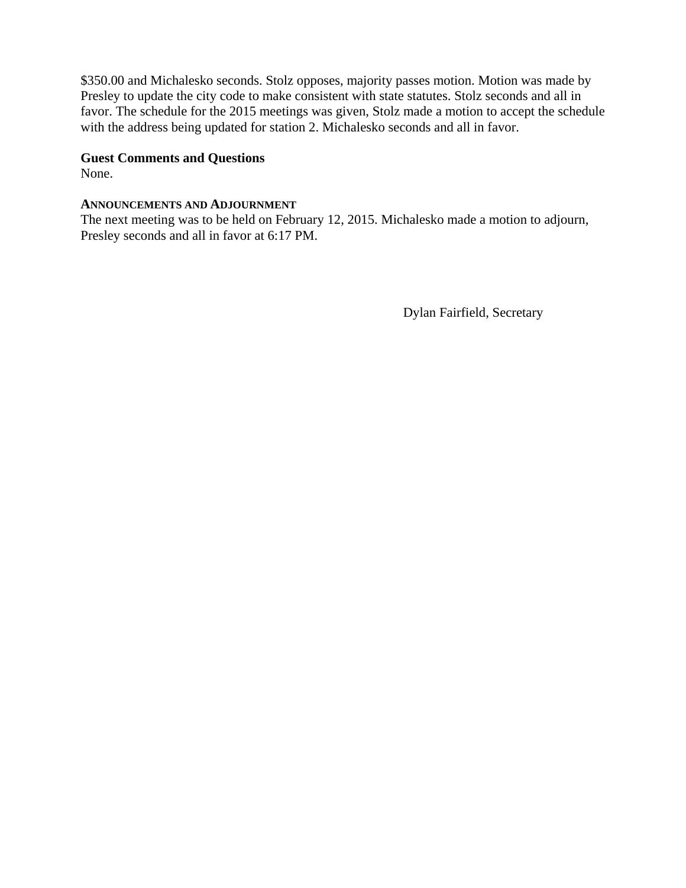$350.00 and Michalesko seconds. Stolz opposes, majority passes motion. Motion was made by Presley to update the city code to make consistent with state statutes. Stolz seconds and all in favor. The schedule for the 2015 meetings was given, Stolz made a motion to accept the schedule with the address being updated for station 2. Michalesko seconds and all in favor.

**Guest Comments and Questions**

None.

**ANNOUNCEMENTS AND ADJOURNMENT**

The next meeting was to be held on February 12, 2015. Michalesko made a motion to adjourn, Presley seconds and all in favor at 6:17 PM.

Dylan Fairfield, Secretary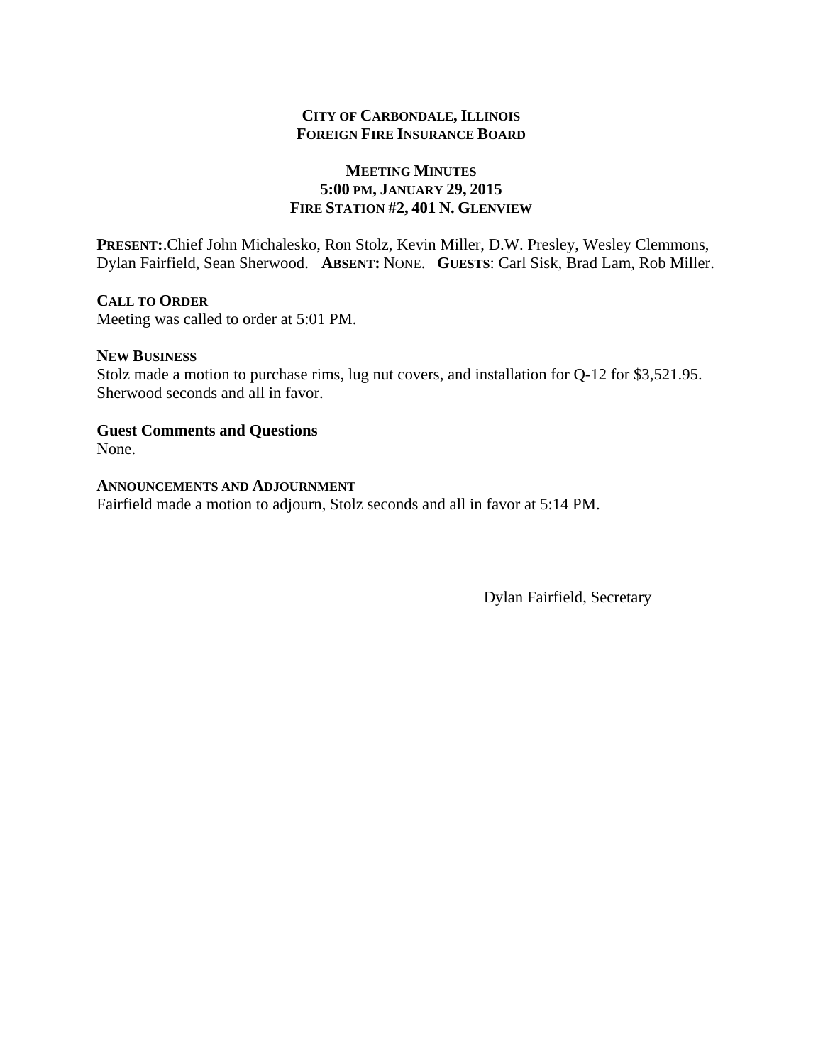**CITY OF CARBONDALE, ILLINOIS**
**FOREIGN FIRE INSURANCE BOARD**

**MEETING MINUTES**
**5:00 PM, JANUARY 29, 2015**
**FIRE STATION #2, 401 N. GLENVIEW**

**PRESENT:**.Chief John Michalesko, Ron Stolz, Kevin Miller, D.W. Presley, Wesley Clemmons, Dylan Fairfield, Sean Sherwood. **ABSENT:** NONE. **GUESTS**: Carl Sisk, Brad Lam, Rob Miller.

**CALL TO ORDER**
Meeting was called to order at 5:01 PM.

**NEW BUSINESS**
Stolz made a motion to purchase rims, lug nut covers, and installation for Q-12 for $3,521.95. Sherwood seconds and all in favor.

**Guest Comments and Questions**
None.

**ANNOUNCEMENTS AND ADJOURNMENT**
Fairfield made a motion to adjourn, Stolz seconds and all in favor at 5:14 PM.

Dylan Fairfield, Secretary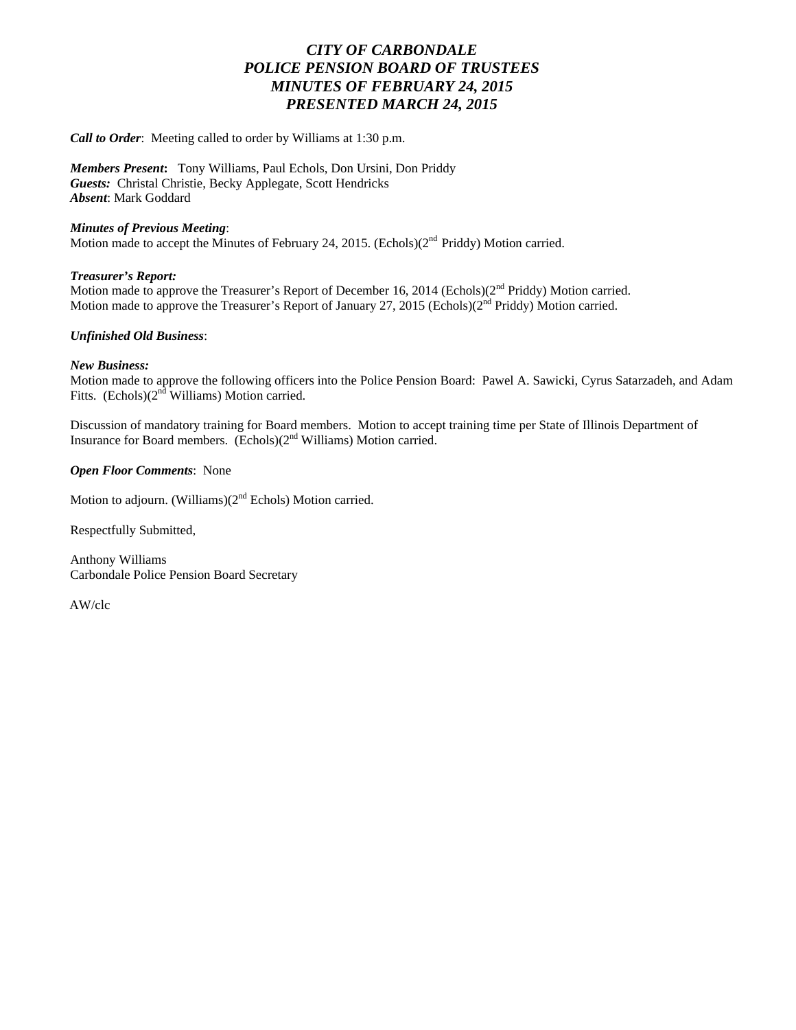# *CITY OF CARBONDALE*
# *POLICE PENSION BOARD OF TRUSTEES*
# *MINUTES OF FEBRUARY 24, 2015*
# *PRESENTED MARCH 24, 2015*

***Call to Order***: Meeting called to order by Williams at 1:30 p.m.

***Members Present*:** Tony Williams, Paul Echols, Don Ursini, Don Priddy
***Guests:*** Christal Christie, Becky Applegate, Scott Hendricks
***Absent***: Mark Goddard

***Minutes of Previous Meeting***:
Motion made to accept the Minutes of February 24, 2015. (Echols)(2nd Priddy) Motion carried.

***Treasurer's Report:***
Motion made to approve the Treasurer's Report of December 16, 2014 (Echols)(2nd Priddy) Motion carried.
Motion made to approve the Treasurer's Report of January 27, 2015 (Echols)(2nd Priddy) Motion carried.

***Unfinished Old Business***:

***New Business:***
Motion made to approve the following officers into the Police Pension Board: Pawel A. Sawicki, Cyrus Satarzadeh, and Adam Fitts. (Echols)(2nd Williams) Motion carried.

Discussion of mandatory training for Board members. Motion to accept training time per State of Illinois Department of Insurance for Board members. (Echols)(2nd Williams) Motion carried.

***Open Floor Comments***: None

Motion to adjourn. (Williams)(2nd Echols) Motion carried.

Respectfully Submitted,

Anthony Williams
Carbondale Police Pension Board Secretary

AW/clc